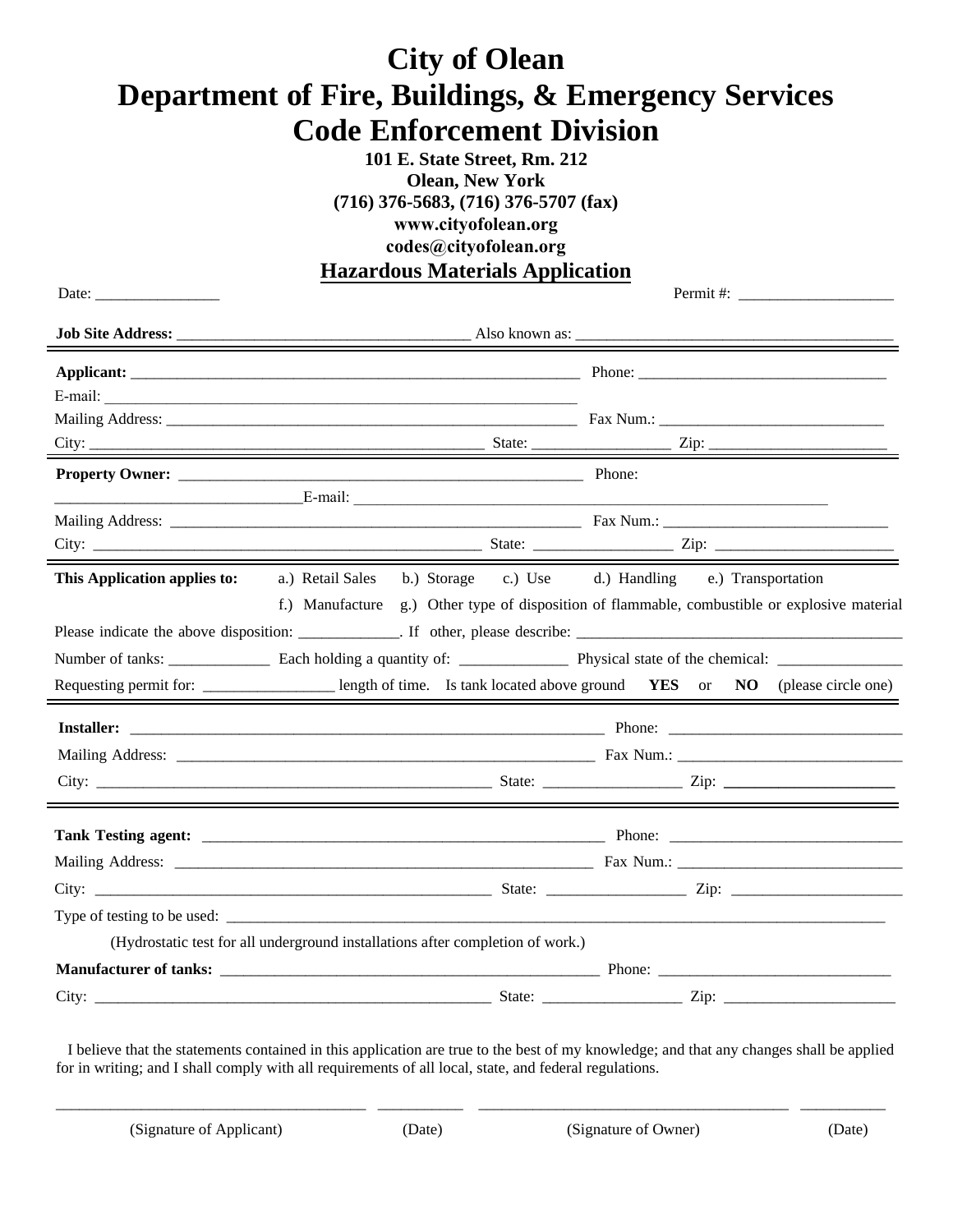# City of Olean
# Department of Fire, Buildings, & Emergency Services
# Code Enforcement Division

**101 E. State Street, Rm. 212**
**Olean, New York**
**(716) 376-5683, (716) 376-5707 (fax)**
**www.cityofolean.org**
**codes@cityofolean.org**

## Hazardous Materials Application

Date: ________________ Permit #: ____________________

**Job Site Address:** ____________________________________ Also known as: ________________________________________

---

**Applicant:** ____________________________________________________________ Phone: ________________________________
E-mail: _______________________________________________________________
Mailing Address: ________________________________________________________ Fax Num.: ____________________________
City: _____________________________________________________ State: _________________ Zip: _______________________

---

**Property Owner:** ______________________________________________________ Phone:
________________________________E-mail: ______________________________________________________________
Mailing Address: ______________________________________________________ Fax Num.: _____________________________
City: _____________________________________________________ State: _________________ Zip: _______________________

---

**This Application applies to:** a.) Retail Sales b.) Storage c.) Use d.) Handling e.) Transportation
f.) Manufacture g.) Other type of disposition of flammable, combustible or explosive material

Please indicate the above disposition: _____________. If other, please describe: __________________________________________

Number of tanks: _____________ Each holding a quantity of: ______________ Physical state of the chemical: ________________

Requesting permit for: ________________ length of time. Is tank located above ground **YES** or **NO** (please circle one)

---

**Installer:** _______________________________________________________________ Phone: ______________________________
Mailing Address: ________________________________________________________ Fax Num.: ____________________________
City: _____________________________________________________ State: _________________ Zip: ______________________

---

**Tank Testing agent:** ____________________________________________________ Phone: ______________________________
Mailing Address: ________________________________________________________ Fax Num.: ____________________________
City: _____________________________________________________ State: _________________ Zip: ______________________
Type of testing to be used: _____________________________________________________________________________________

(Hydrostatic test for all underground installations after completion of work.)

**Manufacturer of tanks:** __________________________________________________ Phone: ______________________________
City: _____________________________________________________ State: _________________ Zip: ______________________

I believe that the statements contained in this application are true to the best of my knowledge; and that any changes shall be applied for in writing; and I shall comply with all requirements of all local, state, and federal regulations.

______________________________________ ___________ ______________________________________ ___________
(Signature of Applicant) (Date) (Signature of Owner) (Date)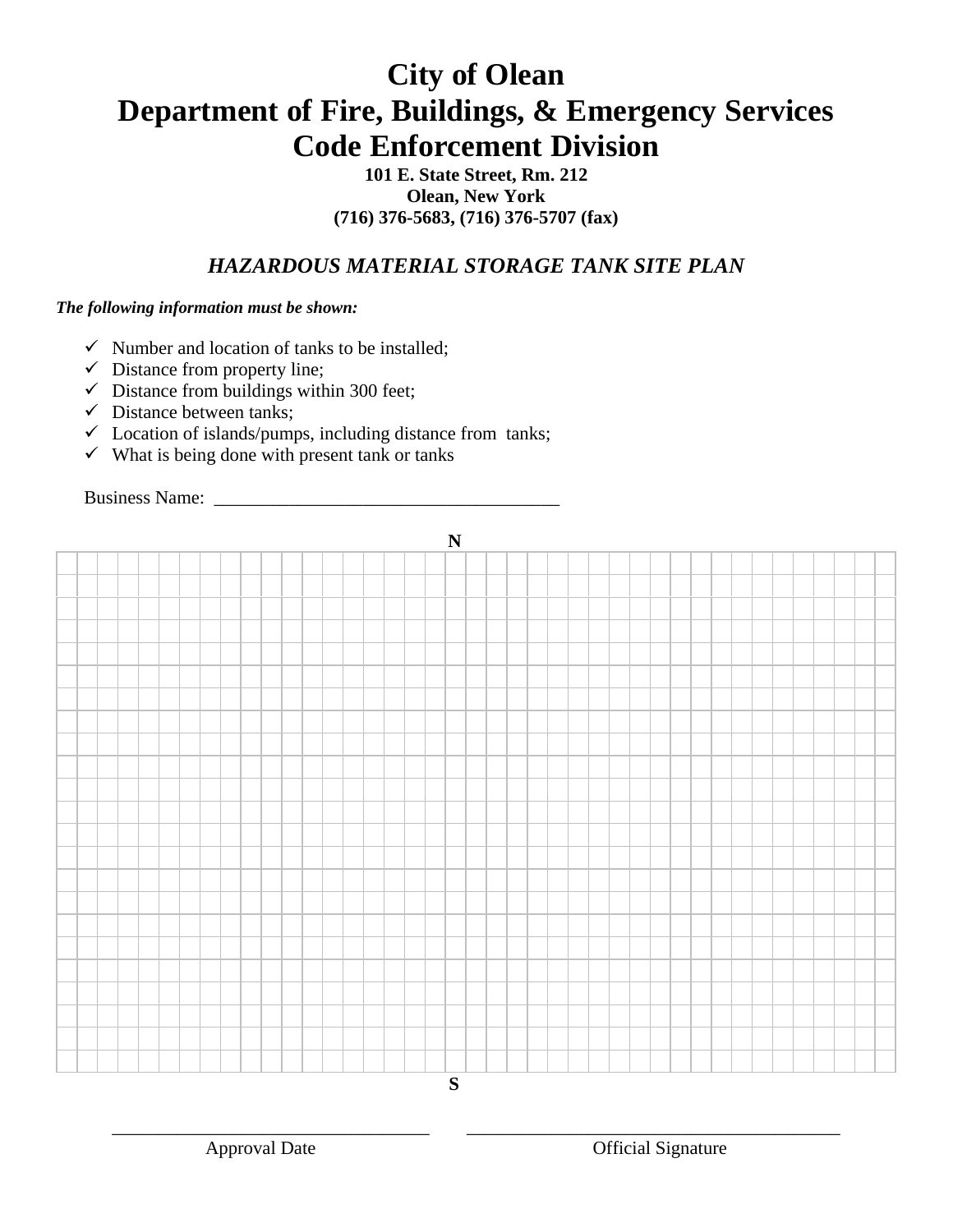# City of Olean
# Department of Fire, Buildings, & Emergency Services
# Code Enforcement Division

**101 E. State Street, Rm. 212**
**Olean, New York**
**(716) 376-5683, (716) 376-5707 (fax)**

## *HAZARDOUS MATERIAL STORAGE TANK SITE PLAN*

***The following information must be shown:***

- ✓ Number and location of tanks to be installed;
- ✓ Distance from property line;
- ✓ Distance from buildings within 300 feet;
- ✓ Distance between tanks;
- ✓ Location of islands/pumps, including distance from tanks;
- ✓ What is being done with present tank or tanks

Business Name: ____________________________________

**N**

**S**

___________________________________ ________________________________________

Approval Date Official Signature